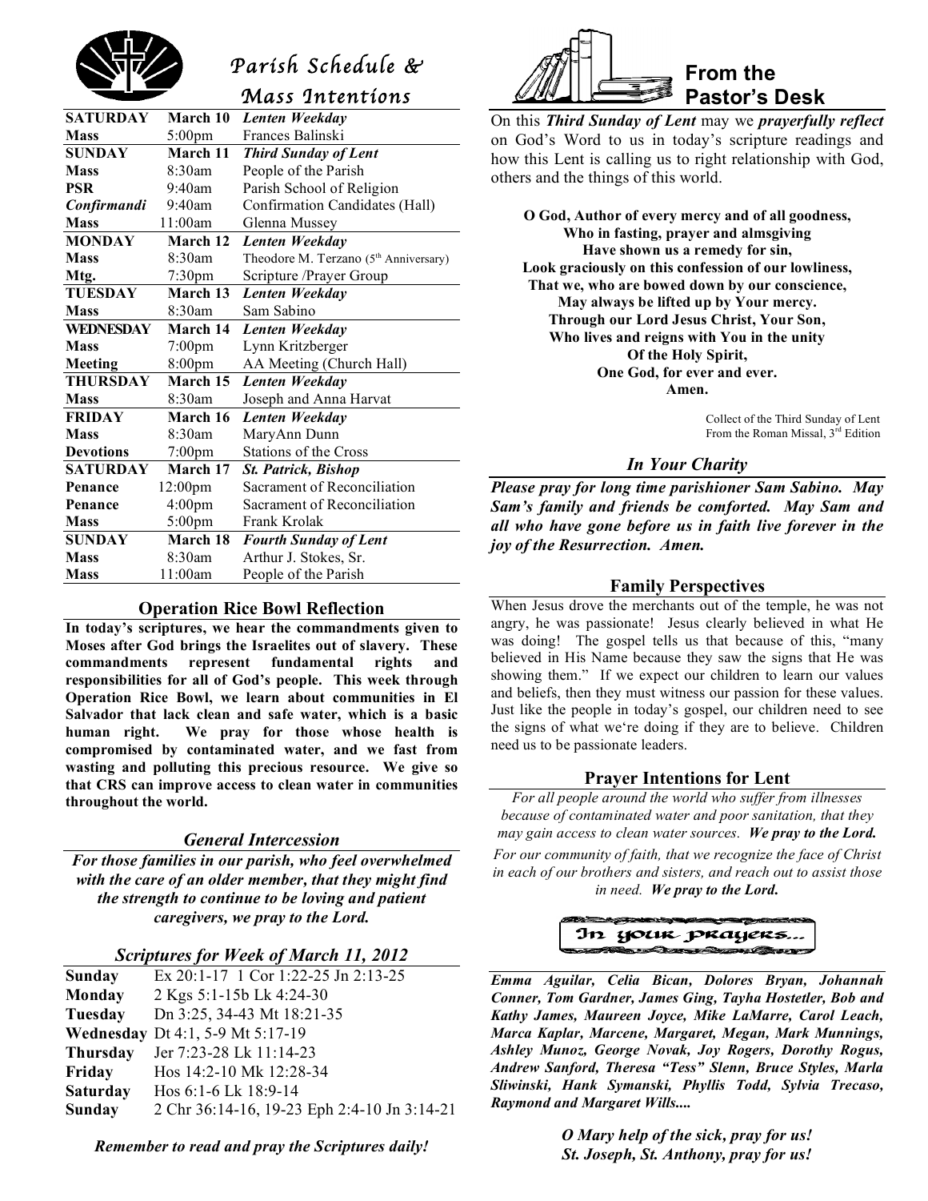# Parish Schedule & Mass Intentions

| SATURDAY | March 10 | *Lenten Weekday* |
|---|---|---|
| Mass | 5:00pm | Frances Balinski |
| **SUNDAY** | **March 11** | ***Third Sunday of Lent*** |
| Mass | 8:30am | People of the Parish |
| PSR | 9:40am | Parish School of Religion |
| *Confirmandi* | 9:40am | Confirmation Candidates (Hall) |
| Mass | 11:00am | Glenna Mussey |
| **MONDAY** | **March 12** | ***Lenten Weekday*** |
| Mass | 8:30am | Theodore M. Terzano (5th Anniversary) |
| Mtg. | 7:30pm | Scripture /Prayer Group |
| **TUESDAY** | **March 13** | ***Lenten Weekday*** |
| Mass | 8:30am | Sam Sabino |
| **WEDNESDAY** | **March 14** | ***Lenten Weekday*** |
| Mass | 7:00pm | Lynn Kritzberger |
| Meeting | 8:00pm | AA Meeting (Church Hall) |
| **THURSDAY** | **March 15** | ***Lenten Weekday*** |
| Mass | 8:30am | Joseph and Anna Harvat |
| **FRIDAY** | **March 16** | ***Lenten Weekday*** |
| Mass | 8:30am | MaryAnn Dunn |
| Devotions | 7:00pm | Stations of the Cross |
| **SATURDAY** | **March 17** | ***St. Patrick, Bishop*** |
| Penance | 12:00pm | Sacrament of Reconciliation |
| Penance | 4:00pm | Sacrament of Reconciliation |
| Mass | 5:00pm | Frank Krolak |
| **SUNDAY** | **March 18** | ***Fourth Sunday of Lent*** |
| Mass | 8:30am | Arthur J. Stokes, Sr. |
| Mass | 11:00am | People of the Parish |

## Operation Rice Bowl Reflection

**In today's scriptures, we hear the commandments given to Moses after God brings the Israelites out of slavery. These commandments represent fundamental rights and responsibilities for all of God's people. This week through Operation Rice Bowl, we learn about communities in El Salvador that lack clean and safe water, which is a basic human right. We pray for those whose health is compromised by contaminated water, and we fast from wasting and polluting this precious resource. We give so that CRS can improve access to clean water in communities throughout the world.**

## *General Intercession*

***For those families in our parish, who feel overwhelmed with the care of an older member, that they might find the strength to continue to be loving and patient caregivers, we pray to the Lord.***

## *Scriptures for Week of March 11, 2012*

| | |
|---|---|
| **Sunday** | Ex 20:1-17 1 Cor 1:22-25 Jn 2:13-25 |
| **Monday** | 2 Kgs 5:1-15b Lk 4:24-30 |
| **Tuesday** | Dn 3:25, 34-43 Mt 18:21-35 |
| **Wednesday** | Dt 4:1, 5-9 Mt 5:17-19 |
| **Thursday** | Jer 7:23-28 Lk 11:14-23 |
| **Friday** | Hos 14:2-10 Mk 12:28-34 |
| **Saturday** | Hos 6:1-6 Lk 18:9-14 |
| **Sunday** | 2 Chr 36:14-16, 19-23 Eph 2:4-10 Jn 3:14-21 |

***Remember to read and pray the Scriptures daily!***

## From the Pastor's Desk

On this ***Third Sunday of Lent*** may we ***prayerfully reflect*** on God's Word to us in today's scripture readings and how this Lent is calling us to right relationship with God, others and the things of this world.

**O God, Author of every mercy and of all goodness,**
**Who in fasting, prayer and almsgiving**
**Have shown us a remedy for sin,**
**Look graciously on this confession of our lowliness,**
**That we, who are bowed down by our conscience,**
**May always be lifted up by Your mercy.**
**Through our Lord Jesus Christ, Your Son,**
**Who lives and reigns with You in the unity**
**Of the Holy Spirit,**
**One God, for ever and ever.**
**Amen.**

Collect of the Third Sunday of Lent
From the Roman Missal, 3rd Edition

## *In Your Charity*

***Please pray for long time parishioner Sam Sabino. May Sam's family and friends be comforted. May Sam and all who have gone before us in faith live forever in the joy of the Resurrection. Amen.***

## Family Perspectives

When Jesus drove the merchants out of the temple, he was not angry, he was passionate! Jesus clearly believed in what He was doing! The gospel tells us that because of this, "many believed in His Name because they saw the signs that He was showing them." If we expect our children to learn our values and beliefs, then they must witness our passion for these values. Just like the people in today's gospel, our children need to see the signs of what we're doing if they are to believe. Children need us to be passionate leaders.

## Prayer Intentions for Lent

*For all people around the world who suffer from illnesses because of contaminated water and poor sanitation, that they may gain access to clean water sources.* ***We pray to the Lord.***

*For our community of faith, that we recognize the face of Christ in each of our brothers and sisters, and reach out to assist those in need.* ***We pray to the Lord.***

## In your prayers...

***Emma Aguilar, Celia Bican, Dolores Bryan, Johannah Conner, Tom Gardner, James Ging, Tayha Hostetler, Bob and Kathy James, Maureen Joyce, Mike LaMarre, Carol Leach, Marca Kaplar, Marcene, Margaret, Megan, Mark Munnings, Ashley Munoz, George Novak, Joy Rogers, Dorothy Rogus, Andrew Sanford, Theresa "Tess" Slenn, Bruce Styles, Marla Sliwinski, Hank Symanski, Phyllis Todd, Sylvia Trecaso, Raymond and Margaret Wills....***

***O Mary help of the sick, pray for us!***
***St. Joseph, St. Anthony, pray for us!***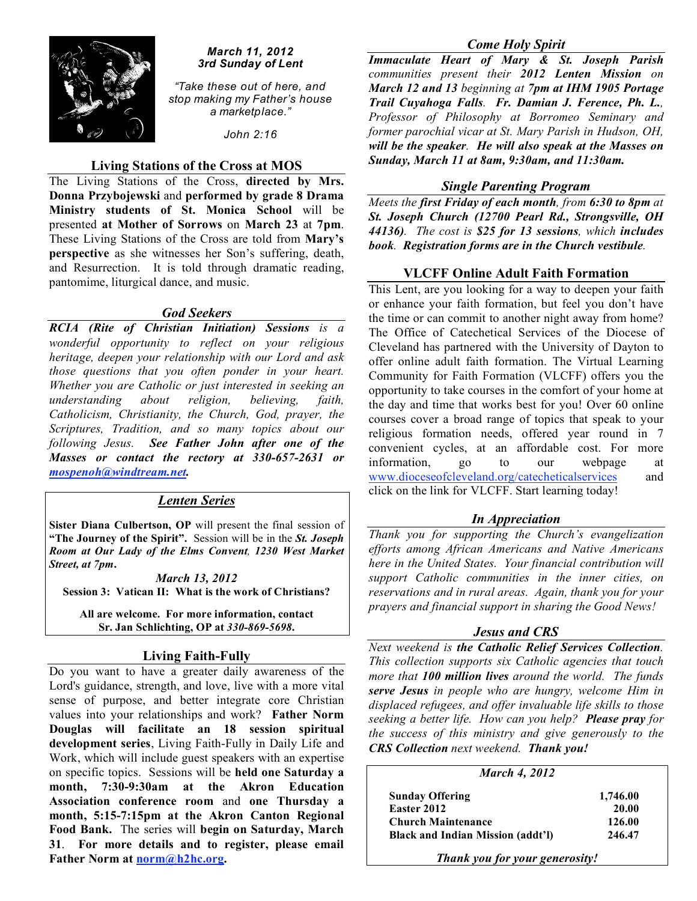***March 11, 2012***
***3rd Sunday of Lent***

*"Take these out of here, and stop making my Father's house a marketplace."*

*John 2:16*

## Living Stations of the Cross at MOS

The Living Stations of the Cross, **directed by Mrs. Donna Przybojewski** and **performed by grade 8 Drama Ministry students of St. Monica School** will be presented **at Mother of Sorrows** on **March 23** at **7pm**. These Living Stations of the Cross are told from **Mary's perspective** as she witnesses her Son's suffering, death, and Resurrection. It is told through dramatic reading, pantomime, liturgical dance, and music.

## *God Seekers*

***RCIA (Rite of Christian Initiation) Sessions*** *is a wonderful opportunity to reflect on your religious heritage, deepen your relationship with our Lord and ask those questions that you often ponder in your heart. Whether you are Catholic or just interested in seeking an understanding about religion, believing, faith, Catholicism, Christianity, the Church, God, prayer, the Scriptures, Tradition, and so many topics about our following Jesus.* ***See Father John after one of the Masses or contact the rectory at 330-657-2631 or mospenoh@windtream.net.***

## *Lenten Series*

**Sister Diana Culbertson, OP** will present the final session of **"The Journey of the Spirit".** Session will be in the ***St. Joseph Room at Our Lady of the Elms Convent, 1230 West Market Street, at 7pm.***

*March 13, 2012*

**Session 3: Vatican II: What is the work of Christians?**

**All are welcome. For more information, contact Sr. Jan Schlichting, OP at *330-869-5698*.**

## Living Faith-Fully

Do you want to have a greater daily awareness of the Lord's guidance, strength, and love, live with a more vital sense of purpose, and better integrate core Christian values into your relationships and work? **Father Norm Douglas will facilitate an 18 session spiritual development series**, Living Faith-Fully in Daily Life and Work, which will include guest speakers with an expertise on specific topics. Sessions will be **held one Saturday a month, 7:30-9:30am at the Akron Education Association conference room** and **one Thursday a month, 5:15-7:15pm at the Akron Canton Regional Food Bank.** The series will **begin on Saturday, March 31**. **For more details and to register, please email Father Norm at norm@h2hc.org.**

## *Come Holy Spirit*

***Immaculate Heart of Mary & St. Joseph Parish*** *communities present their* ***2012 Lenten Mission*** *on* ***March 12 and 13*** *beginning at* ***7pm at IHM 1905 Portage Trail Cuyahoga Falls****.* ***Fr. Damian J. Ference, Ph. L.****, Professor of Philosophy at Borromeo Seminary and former parochial vicar at St. Mary Parish in Hudson, OH,* ***will be the speaker****.* ***He will also speak at the Masses on Sunday, March 11 at 8am, 9:30am, and 11:30am.***

## *Single Parenting Program*

*Meets the* ***first Friday of each month****, from* ***6:30 to 8pm*** *at* ***St. Joseph Church (12700 Pearl Rd., Strongsville, OH 44136)****. The cost is* ***$25 for 13 sessions****, which* ***includes book****.* ***Registration forms are in the Church vestibule****.*

## VLCFF Online Adult Faith Formation

This Lent, are you looking for a way to deepen your faith or enhance your faith formation, but feel you don't have the time or can commit to another night away from home? The Office of Catechetical Services of the Diocese of Cleveland has partnered with the University of Dayton to offer online adult faith formation. The Virtual Learning Community for Faith Formation (VLCFF) offers you the opportunity to take courses in the comfort of your home at the day and time that works best for you! Over 60 online courses cover a broad range of topics that speak to your religious formation needs, offered year round in 7 convenient cycles, at an affordable cost. For more information, go to our webpage at www.dioceseofcleveland.org/catecheticalservices and click on the link for VLCFF. Start learning today!

## *In Appreciation*

*Thank you for supporting the Church's evangelization efforts among African Americans and Native Americans here in the United States. Your financial contribution will support Catholic communities in the inner cities, on reservations and in rural areas. Again, thank you for your prayers and financial support in sharing the Good News!*

## *Jesus and CRS*

*Next weekend is* ***the Catholic Relief Services Collection****. This collection supports six Catholic agencies that touch more that* ***100 million lives*** *around the world. The funds* ***serve Jesus*** *in people who are hungry, welcome Him in displaced refugees, and offer invaluable life skills to those seeking a better life. How can you help?* ***Please pray*** *for the success of this ministry and give generously to the* ***CRS Collection*** *next weekend.* ***Thank you!***

***March 4, 2012***

| | |
|---|---|
| **Sunday Offering** | **1,746.00** |
| **Easter 2012** | **20.00** |
| **Church Maintenance** | **126.00** |
| **Black and Indian Mission (addt'l)** | **246.47** |

***Thank you for your generosity!***